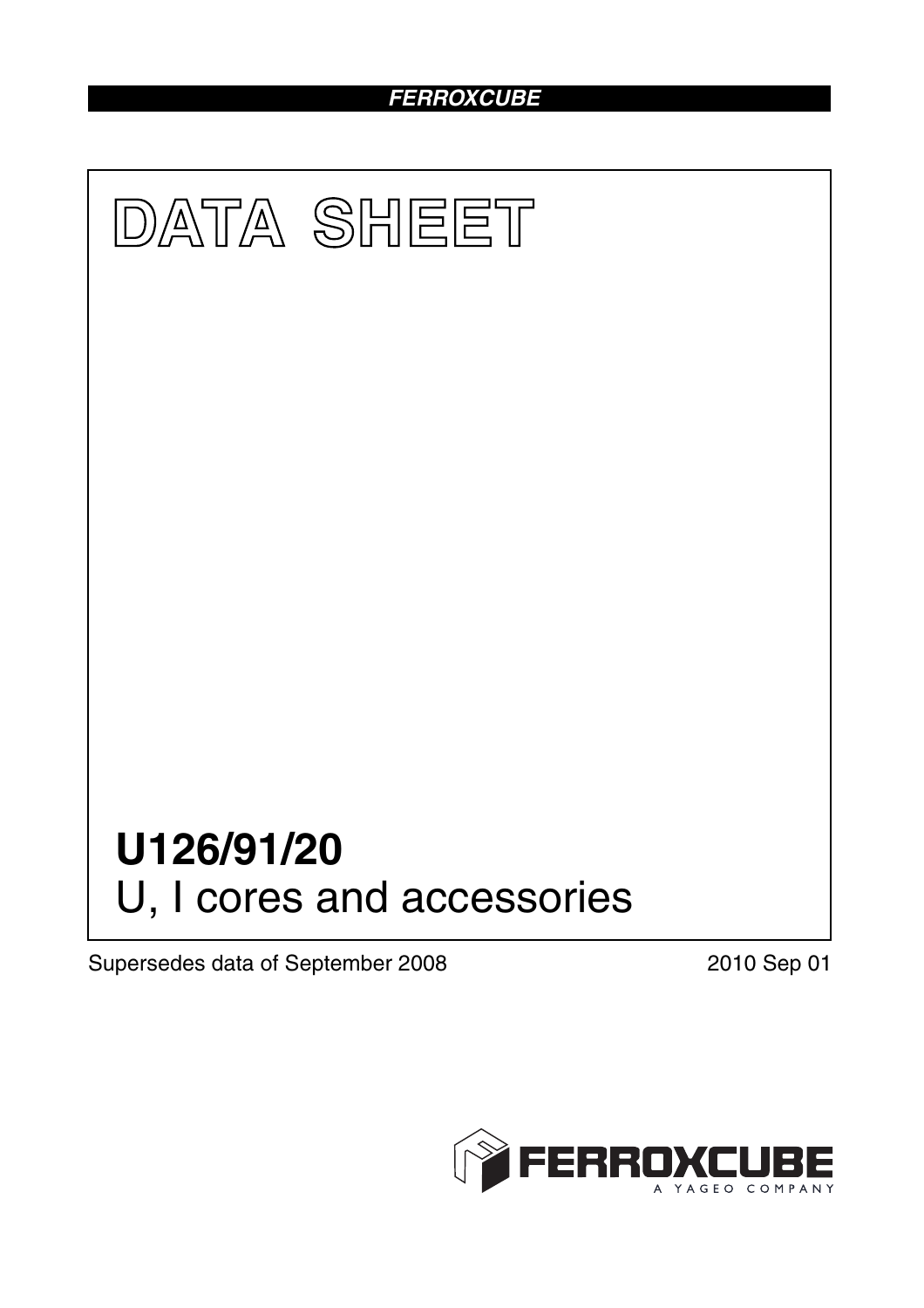FERROXCUBE

# DATA SHEET

# U126/91/20

## U, I cores and accessories

Supersedes data of September 2008

2010 Sep 01

FERROXCUBE
A YAGEO COMPANY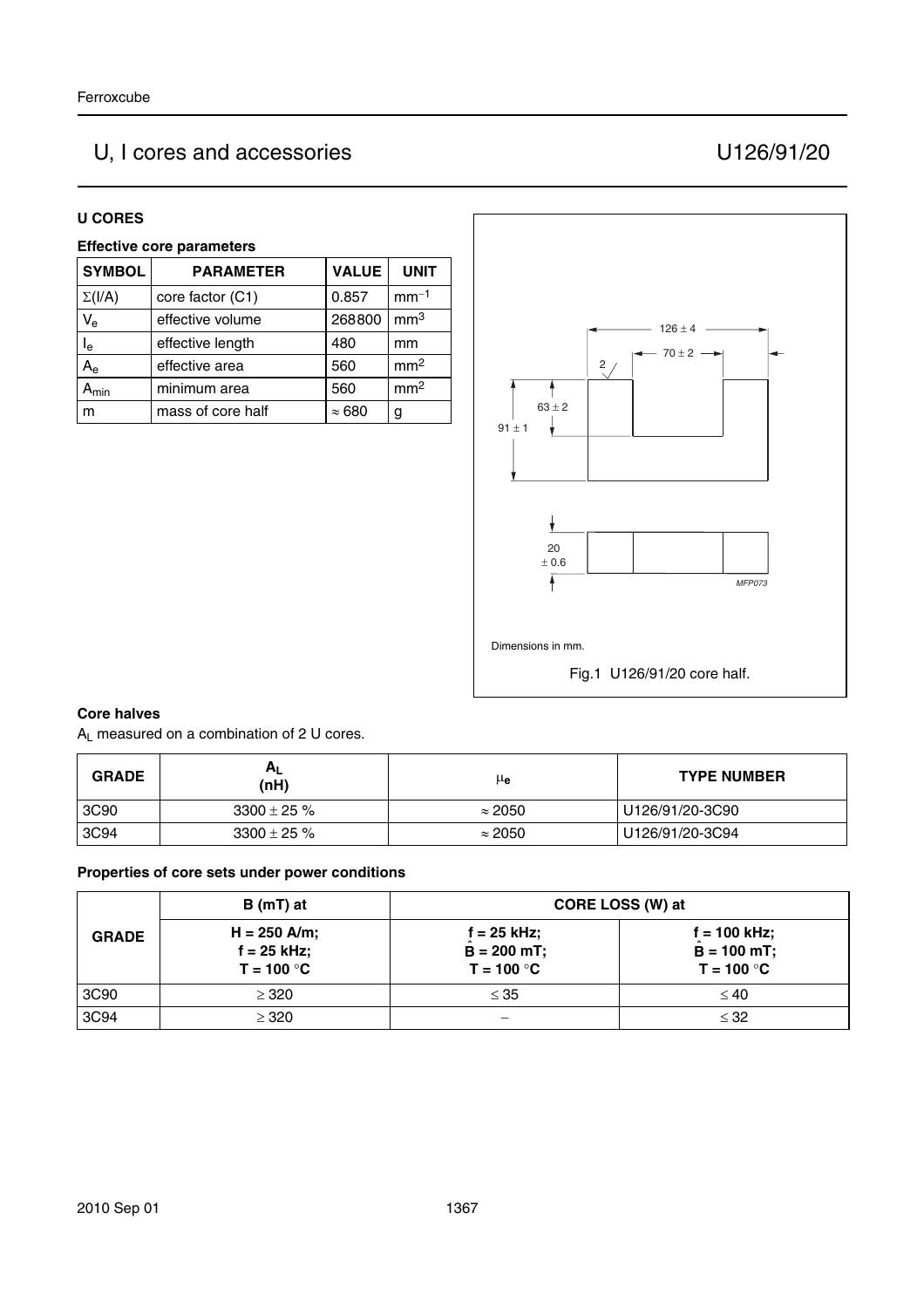# U, I cores and accessories U126/91/20

## U CORES

### Effective core parameters

| SYMBOL | PARAMETER | VALUE | UNIT |
|---|---|---|---|
| $\Sigma(l/A)$ | core factor (C1) | 0.857 | $mm^{-1}$ |
| $V_e$ | effective volume | 268800 | $mm^3$ |
| $l_e$ | effective length | 480 | mm |
| $A_e$ | effective area | 560 | $mm^2$ |
| $A_{min}$ | minimum area | 560 | $mm^2$ |
| m | mass of core half | ≈ 680 | g |

Dimensions in mm.

Fig.1 U126/91/20 core half.

### Core halves

$A_L$ measured on a combination of 2 U cores.

| GRADE | $A_L$ (nH) | $\mu_e$ | TYPE NUMBER |
|---|---|---|---|
| 3C90 | 3300 ± 25 % | ≈ 2050 | U126/91/20-3C90 |
| 3C94 | 3300 ± 25 % | ≈ 2050 | U126/91/20-3C94 |

### Properties of core sets under power conditions

| GRADE | B (mT) at | CORE LOSS (W) at | |
|---|---|---|---|
| | H = 250 A/m; f = 25 kHz; T = 100 °C | f = 25 kHz; $\hat{B}$ = 200 mT; T = 100 °C | f = 100 kHz; $\hat{B}$ = 100 mT; T = 100 °C |
| 3C90 | ≥ 320 | ≤ 35 | ≤ 40 |
| 3C94 | ≥ 320 | − | ≤ 32 |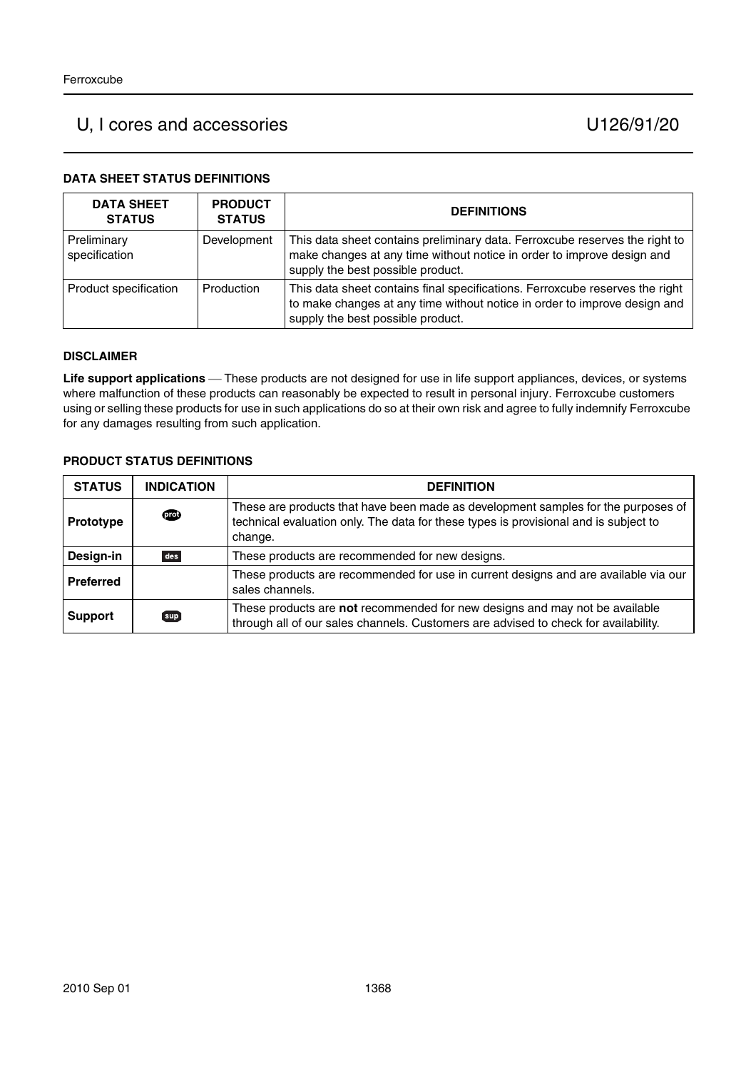## DATA SHEET STATUS DEFINITIONS

| DATA SHEET STATUS | PRODUCT STATUS | DEFINITIONS |
|---|---|---|
| Preliminary specification | Development | This data sheet contains preliminary data. Ferroxcube reserves the right to make changes at any time without notice in order to improve design and supply the best possible product. |
| Product specification | Production | This data sheet contains final specifications. Ferroxcube reserves the right to make changes at any time without notice in order to improve design and supply the best possible product. |

## DISCLAIMER

**Life support applications** — These products are not designed for use in life support appliances, devices, or systems where malfunction of these products can reasonably be expected to result in personal injury. Ferroxcube customers using or selling these products for use in such applications do so at their own risk and agree to fully indemnify Ferroxcube for any damages resulting from such application.

## PRODUCT STATUS DEFINITIONS

| STATUS | INDICATION | DEFINITION |
|---|---|---|
| **Prototype** | prot | These are products that have been made as development samples for the purposes of technical evaluation only. The data for these types is provisional and is subject to change. |
| **Design-in** | des | These products are recommended for new designs. |
| **Preferred** | | These products are recommended for use in current designs and are available via our sales channels. |
| **Support** | sup | These products are **not** recommended for new designs and may not be available through all of our sales channels. Customers are advised to check for availability. |